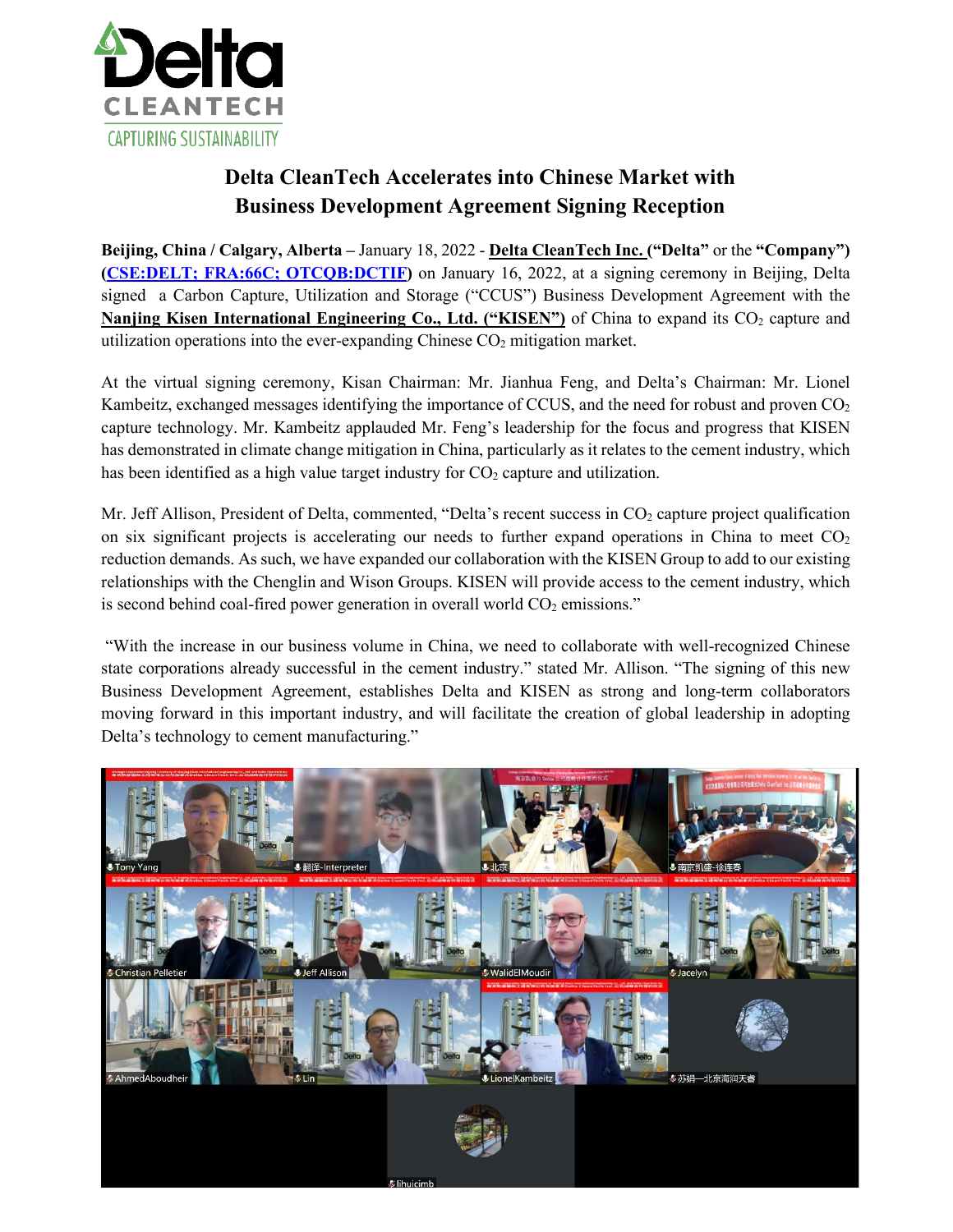# Delta CleanTech Accelerates into Chinese Market with Business Development Agreement Signing Reception

**Beijing, China / Calgary, Alberta –** January 18, 2022 - **Delta CleanTech Inc. ("Delta"** or the **"Company") (CSE:DELT; FRA:66C; OTCQB:DCTIF)** on January 16, 2022, at a signing ceremony in Beijing, Delta signed a Carbon Capture, Utilization and Storage ("CCUS") Business Development Agreement with the **Nanjing Kisen International Engineering Co., Ltd. ("KISEN")** of China to expand its $CO_2$ capture and utilization operations into the ever-expanding Chinese $CO_2$ mitigation market.

At the virtual signing ceremony, Kisan Chairman: Mr. Jianhua Feng, and Delta's Chairman: Mr. Lionel Kambeitz, exchanged messages identifying the importance of CCUS, and the need for robust and proven $CO_2$ capture technology. Mr. Kambeitz applauded Mr. Feng's leadership for the focus and progress that KISEN has demonstrated in climate change mitigation in China, particularly as it relates to the cement industry, which has been identified as a high value target industry for $CO_2$ capture and utilization.

Mr. Jeff Allison, President of Delta, commented, "Delta's recent success in $CO_2$ capture project qualification on six significant projects is accelerating our needs to further expand operations in China to meet $CO_2$ reduction demands. As such, we have expanded our collaboration with the KISEN Group to add to our existing relationships with the Chenglin and Wison Groups. KISEN will provide access to the cement industry, which is second behind coal-fired power generation in overall world $CO_2$ emissions."

"With the increase in our business volume in China, we need to collaborate with well-recognized Chinese state corporations already successful in the cement industry." stated Mr. Allison. "The signing of this new Business Development Agreement, establishes Delta and KISEN as strong and long-term collaborators moving forward in this important industry, and will facilitate the creation of global leadership in adopting Delta's technology to cement manufacturing."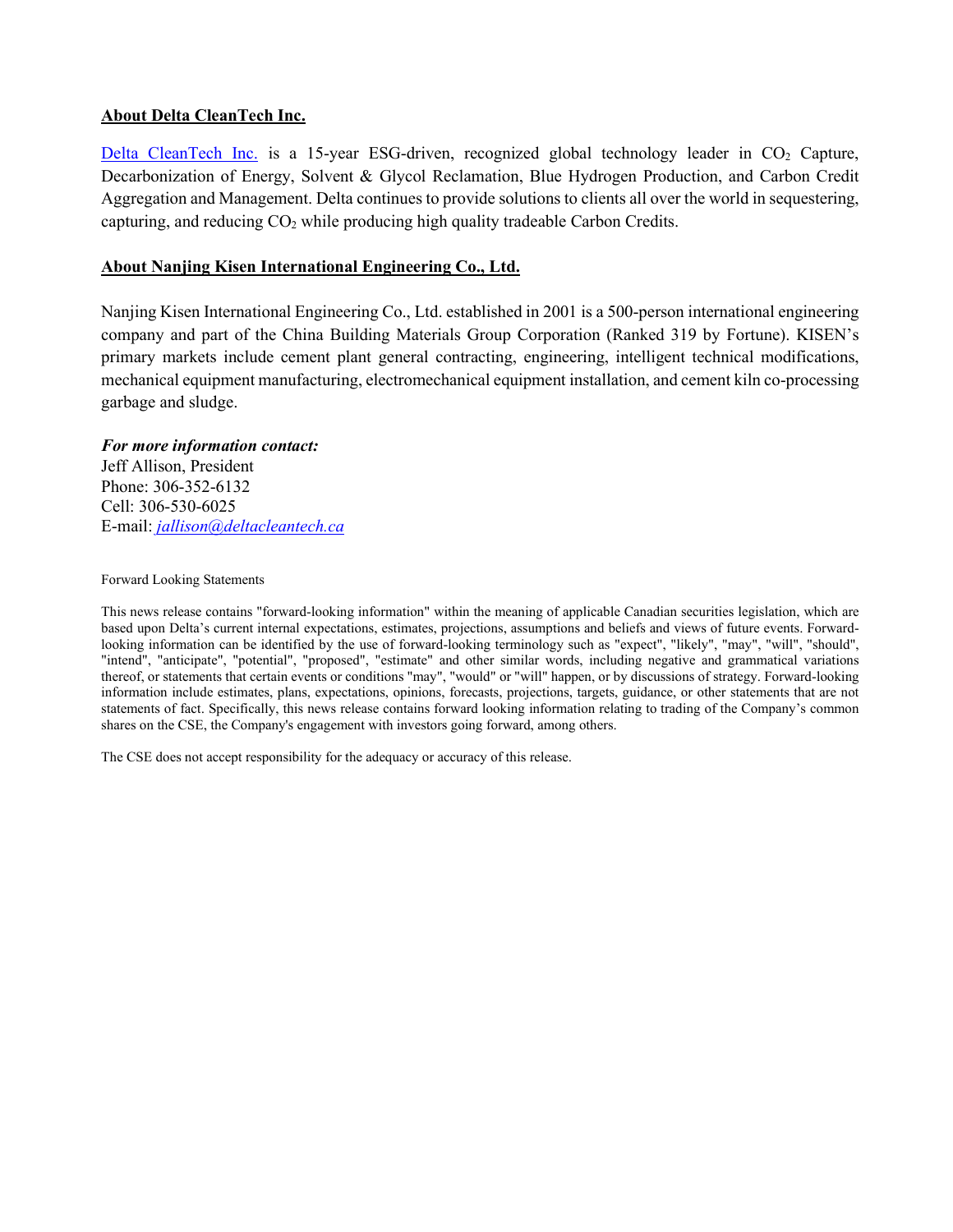**About Delta CleanTech Inc.**

Delta CleanTech Inc. is a 15-year ESG-driven, recognized global technology leader in $CO_2$ Capture, Decarbonization of Energy, Solvent & Glycol Reclamation, Blue Hydrogen Production, and Carbon Credit Aggregation and Management. Delta continues to provide solutions to clients all over the world in sequestering, capturing, and reducing $CO_2$ while producing high quality tradeable Carbon Credits.

**About Nanjing Kisen International Engineering Co., Ltd.**

Nanjing Kisen International Engineering Co., Ltd. established in 2001 is a 500-person international engineering company and part of the China Building Materials Group Corporation (Ranked 319 by Fortune). KISEN's primary markets include cement plant general contracting, engineering, intelligent technical modifications, mechanical equipment manufacturing, electromechanical equipment installation, and cement kiln co-processing garbage and sludge.

***For more information contact:***
Jeff Allison, President
Phone: 306-352-6132
Cell: 306-530-6025
E-mail: *jallison@deltacleantech.ca*

Forward Looking Statements

This news release contains "forward-looking information" within the meaning of applicable Canadian securities legislation, which are based upon Delta's current internal expectations, estimates, projections, assumptions and beliefs and views of future events. Forward-looking information can be identified by the use of forward-looking terminology such as "expect", "likely", "may", "will", "should", "intend", "anticipate", "potential", "proposed", "estimate" and other similar words, including negative and grammatical variations thereof, or statements that certain events or conditions "may", "would" or "will" happen, or by discussions of strategy. Forward-looking information include estimates, plans, expectations, opinions, forecasts, projections, targets, guidance, or other statements that are not statements of fact. Specifically, this news release contains forward looking information relating to trading of the Company's common shares on the CSE, the Company's engagement with investors going forward, among others.

The CSE does not accept responsibility for the adequacy or accuracy of this release.